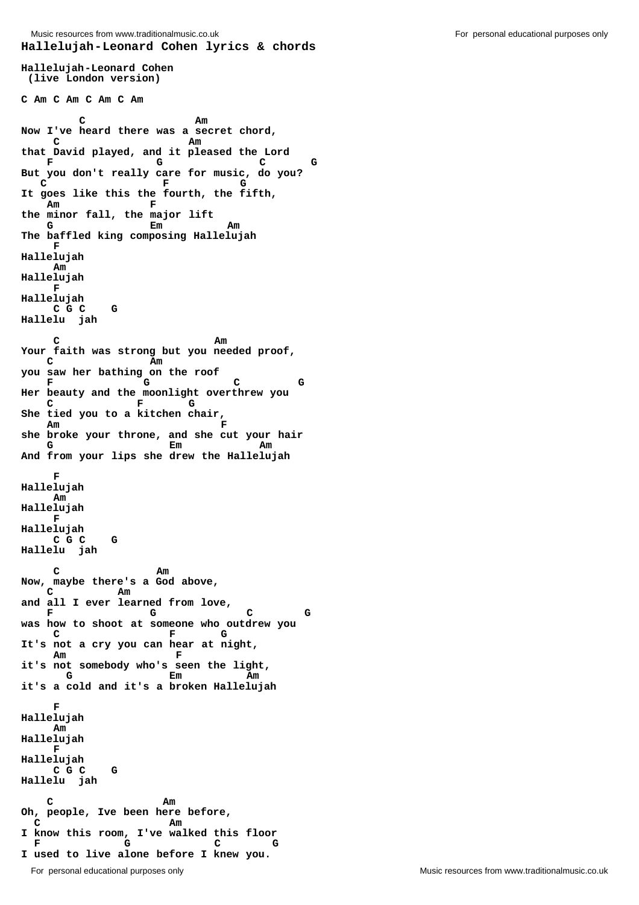# Hallelujah-Leonard Cohen lyrics & chords

**Hallelujah-Leonard Cohen**
**(live London version)**

```
C Am C Am C Am C Am

         C                 Am
Now I've heard there was a secret chord,
    C                     Am
that David played, and it pleased the Lord
   F                G              C       G
But you don't really care for music, do you?
  C                  F           G
It goes like this the fourth, the fifth,
    Am            F
the minor fall, the major lift
    G               Em          Am
The baffled king composing Hallelujah
     F
Hallelujah
     Am
Hallelujah
     F
Hallelujah
     C G C    G
Hallelu  jah

     C                          Am
Your faith was strong but you needed proof,
    C                Am
you saw her bathing on the roof
   F              G              C         G
Her beauty and the moonlight overthrew you
    C             F       G
She tied you to a kitchen chair,
    Am                        F
she broke your throne, and she cut your hair
    G                   Em            Am
And from your lips she drew the Hallelujah

     F
Hallelujah
     Am
Hallelujah
     F
Hallelujah
     C G C    G
Hallelu  jah

     C               Am
Now, maybe there's a God above,
    C          Am
and all I ever learned from love,
    F                G              C        G
was how to shoot at someone who outdrew you
     C                  F       G
It's not a cry you can hear at night,
     Am                  F
it's not somebody who's seen the light,
       G                Em          Am
it's a cold and it's a broken Hallelujah

     F
Hallelujah
     Am
Hallelujah
     F
Hallelujah
     C G C    G
Hallelu  jah

    C                Am
Oh, people, Ive been here before,
  C                  Am
I know this room, I've walked this floor
  F           G             C       G
I used to live alone before I knew you.
```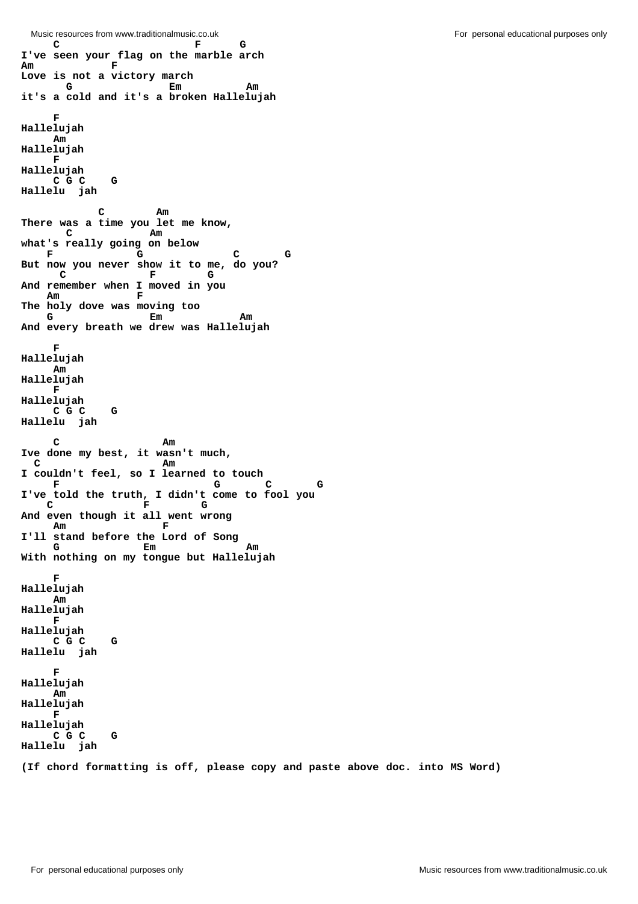```
     C                         F      G
I've seen your flag on the marble arch
Am           F
Love is not a victory march
       G                Em          Am
it's a cold and it's a broken Hallelujah

     F
Hallelujah
     Am
Hallelujah
     F
Hallelujah
     C G C    G
Hallelu  jah

            C        Am
There was a time you let me know,
       C             Am
what's really going on below
    F             G             C       G
But now you never show it to me, do you?
      C             F        G
And remember when I moved in you
    Am             F
The holy dove was moving too
    G                Em             Am
And every breath we drew was Hallelujah

     F
Hallelujah
     Am
Hallelujah
     F
Hallelujah
     C G C    G
Hallelu  jah

     C                Am
Ive done my best, it wasn't much,
  C                   Am
I couldn't feel, so I learned to touch
     F                     G       C       G
I've told the truth, I didn't come to fool you
    C            F        G
And even though it all went wrong
     Am              F
I'll stand before the Lord of Song
     G             Em              Am
With nothing on my tongue but Hallelujah

     F
Hallelujah
     Am
Hallelujah
     F
Hallelujah
     C G C    G
Hallelu  jah

     F
Hallelujah
     Am
Hallelujah
     F
Hallelujah
     C G C    G
Hallelu  jah
```

**(If chord formatting is off, please copy and paste above doc. into MS Word)**